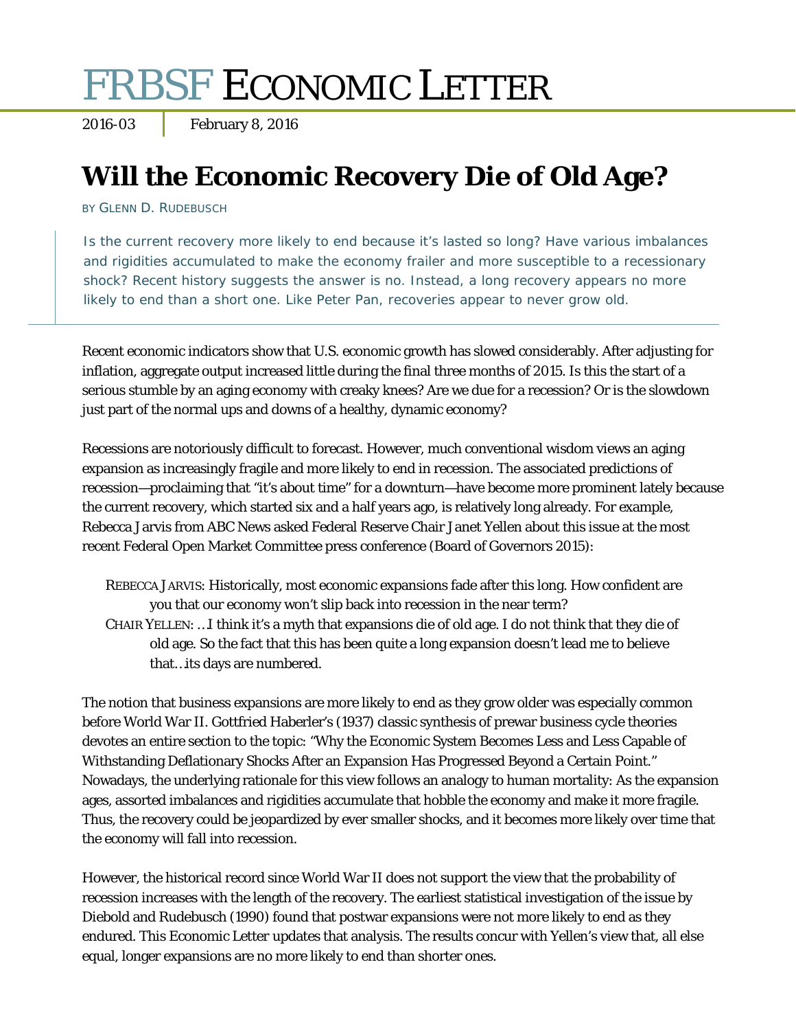# FRBSF ECONOMIC LETTER

2016-03 | February 8, 2016

## Will the Economic Recovery Die of Old Age?

BY GLENN D. RUDEBUSCH

*Is the current recovery more likely to end because it's lasted so long? Have various imbalances and rigidities accumulated to make the economy frailer and more susceptible to a recessionary shock? Recent history suggests the answer is no. Instead, a long recovery appears no more likely to end than a short one. Like Peter Pan, recoveries appear to never grow old.*

Recent economic indicators show that U.S. economic growth has slowed considerably. After adjusting for inflation, aggregate output increased little during the final three months of 2015. Is this the start of a serious stumble by an aging economy with creaky knees? Are we due for a recession? Or is the slowdown just part of the normal ups and downs of a healthy, dynamic economy?

Recessions are notoriously difficult to forecast. However, much conventional wisdom views an aging expansion as increasingly fragile and more likely to end in recession. The associated predictions of recession—proclaiming that "it's about time" for a downturn—have become more prominent lately because the current recovery, which started six and a half years ago, is relatively long already. For example, Rebecca Jarvis from ABC News asked Federal Reserve Chair Janet Yellen about this issue at the most recent Federal Open Market Committee press conference (Board of Governors 2015):

> REBECCA JARVIS: Historically, most economic expansions fade after this long. How confident are you that our economy won't slip back into recession in the near term?
>
> CHAIR YELLEN: …I think it's a myth that expansions die of old age. I do not think that they die of old age. So the fact that this has been quite a long expansion doesn't lead me to believe that…its days are numbered.

The notion that business expansions are more likely to end as they grow older was especially common before World War II. Gottfried Haberler's (1937) classic synthesis of prewar business cycle theories devotes an entire section to the topic: "Why the Economic System Becomes Less and Less Capable of Withstanding Deflationary Shocks After an Expansion Has Progressed Beyond a Certain Point." Nowadays, the underlying rationale for this view follows an analogy to human mortality: As the expansion ages, assorted imbalances and rigidities accumulate that hobble the economy and make it more fragile. Thus, the recovery could be jeopardized by ever smaller shocks, and it becomes more likely over time that the economy will fall into recession.

However, the historical record since World War II does not support the view that the probability of recession increases with the length of the recovery. The earliest statistical investigation of the issue by Diebold and Rudebusch (1990) found that postwar expansions were not more likely to end as they endured. This Economic Letter updates that analysis. The results concur with Yellen's view that, all else equal, longer expansions are no more likely to end than shorter ones.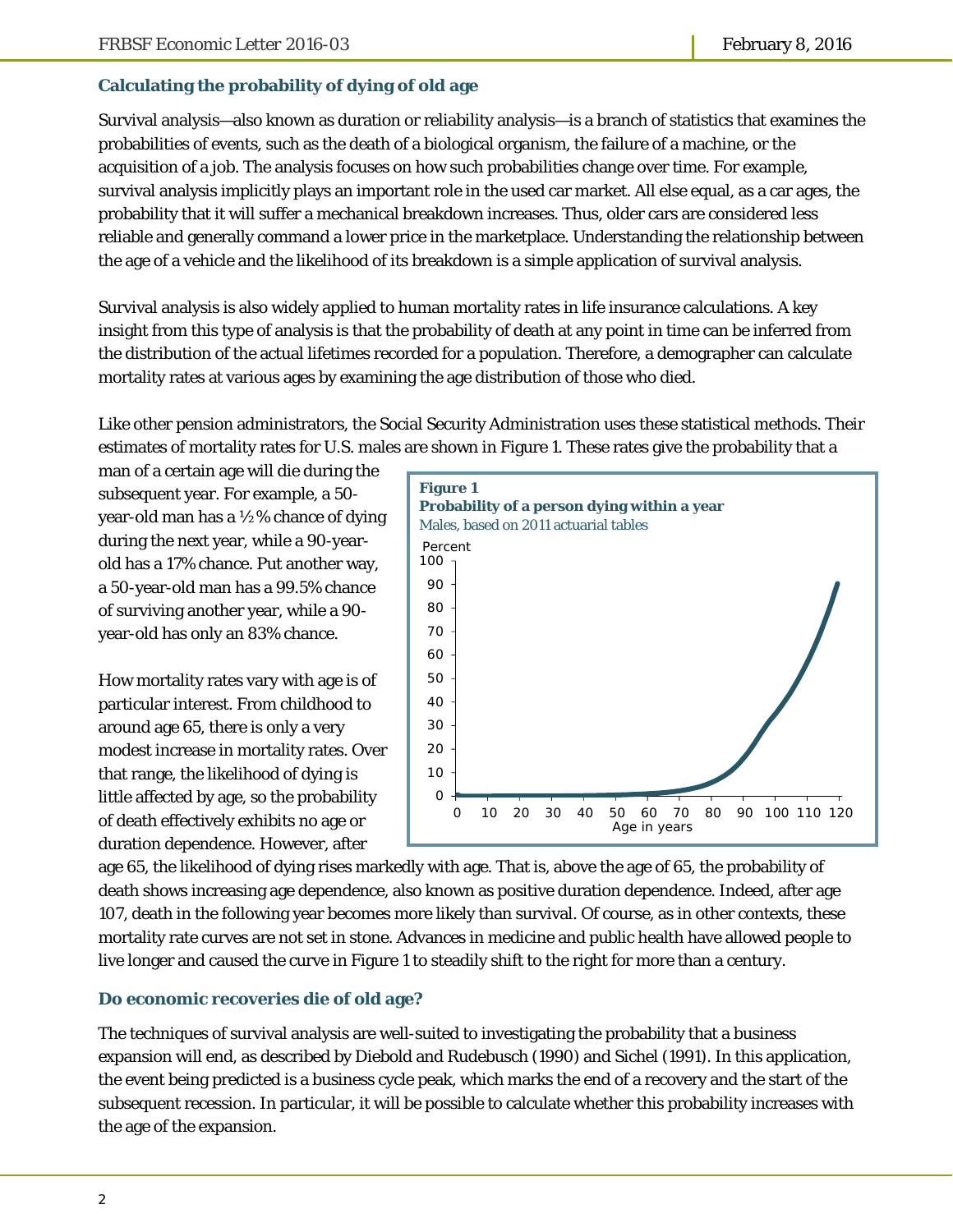### Calculating the probability of dying of old age

Survival analysis—also known as duration or reliability analysis—is a branch of statistics that examines the probabilities of events, such as the death of a biological organism, the failure of a machine, or the acquisition of a job. The analysis focuses on how such probabilities change over time. For example, survival analysis implicitly plays an important role in the used car market. All else equal, as a car ages, the probability that it will suffer a mechanical breakdown increases. Thus, older cars are considered less reliable and generally command a lower price in the marketplace. Understanding the relationship between the age of a vehicle and the likelihood of its breakdown is a simple application of survival analysis.

Survival analysis is also widely applied to human mortality rates in life insurance calculations. A key insight from this type of analysis is that the probability of death at any point in time can be inferred from the distribution of the actual lifetimes recorded for a population. Therefore, a demographer can calculate mortality rates at various ages by examining the age distribution of those who died.

Like other pension administrators, the Social Security Administration uses these statistical methods. Their estimates of mortality rates for U.S. males are shown in Figure 1. These rates give the probability that a man of a certain age will die during the subsequent year. For example, a 50-year-old man has a ½% chance of dying during the next year, while a 90-year-old has a 17% chance. Put another way, a 50-year-old man has a 99.5% chance of surviving another year, while a 90-year-old has only an 83% chance.

**Figure 1**
**Probability of a person dying within a year**
Males, based on 2011 actuarial tables

How mortality rates vary with age is of particular interest. From childhood to around age 65, there is only a very modest increase in mortality rates. Over that range, the likelihood of dying is little affected by age, so the probability of death effectively exhibits no age or duration dependence. However, after age 65, the likelihood of dying rises markedly with age. That is, above the age of 65, the probability of death shows increasing age dependence, also known as positive duration dependence. Indeed, after age 107, death in the following year becomes more likely than survival. Of course, as in other contexts, these mortality rate curves are not set in stone. Advances in medicine and public health have allowed people to live longer and caused the curve in Figure 1 to steadily shift to the right for more than a century.

### Do economic recoveries die of old age?

The techniques of survival analysis are well-suited to investigating the probability that a business expansion will end, as described by Diebold and Rudebusch (1990) and Sichel (1991). In this application, the event being predicted is a business cycle peak, which marks the end of a recovery and the start of the subsequent recession. In particular, it will be possible to calculate whether this probability increases with the age of the expansion.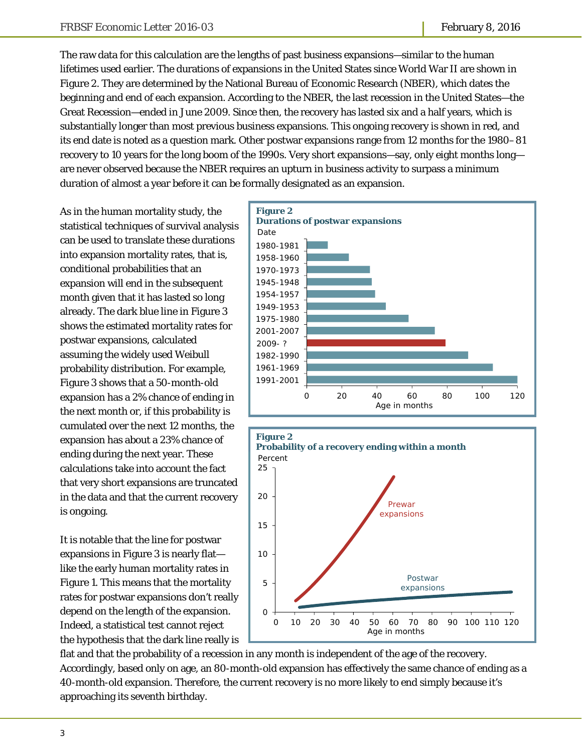The raw data for this calculation are the lengths of past business expansions—similar to the human lifetimes used earlier. The durations of expansions in the United States since World War II are shown in Figure 2. They are determined by the National Bureau of Economic Research (NBER), which dates the beginning and end of each expansion. According to the NBER, the last recession in the United States—the Great Recession—ended in June 2009. Since then, the recovery has lasted six and a half years, which is substantially longer than most previous business expansions. This ongoing recovery is shown in red, and its end date is noted as a question mark. Other postwar expansions range from 12 months for the 1980–81 recovery to 10 years for the long boom of the 1990s. Very short expansions—say, only eight months long—are never observed because the NBER requires an upturn in business activity to surpass a minimum duration of almost a year before it can be formally designated as an expansion.

As in the human mortality study, the statistical techniques of survival analysis can be used to translate these durations into expansion mortality rates, that is, conditional probabilities that an expansion will end in the subsequent month given that it has lasted so long already. The dark blue line in Figure 3 shows the estimated mortality rates for postwar expansions, calculated assuming the widely used Weibull probability distribution. For example, Figure 3 shows that a 50-month-old expansion has a 2% chance of ending in the next month or, if this probability is cumulated over the next 12 months, the expansion has about a 23% chance of ending during the next year. These calculations take into account the fact that very short expansions are truncated in the data and that the current recovery is ongoing.

It is notable that the line for postwar expansions in Figure 3 is nearly flat—like the early human mortality rates in Figure 1. This means that the mortality rates for postwar expansions don't really depend on the length of the expansion. Indeed, a statistical test cannot reject the hypothesis that the dark line really is flat and that the probability of a recession in any month is independent of the age of the recovery. Accordingly, based only on age, an 80-month-old expansion has effectively the same chance of ending as a 40-month-old expansion. Therefore, the current recovery is no more likely to end simply because it's approaching its seventh birthday.

**Figure 2**
**Durations of postwar expansions**

**Figure 2**
**Probability of a recovery ending within a month**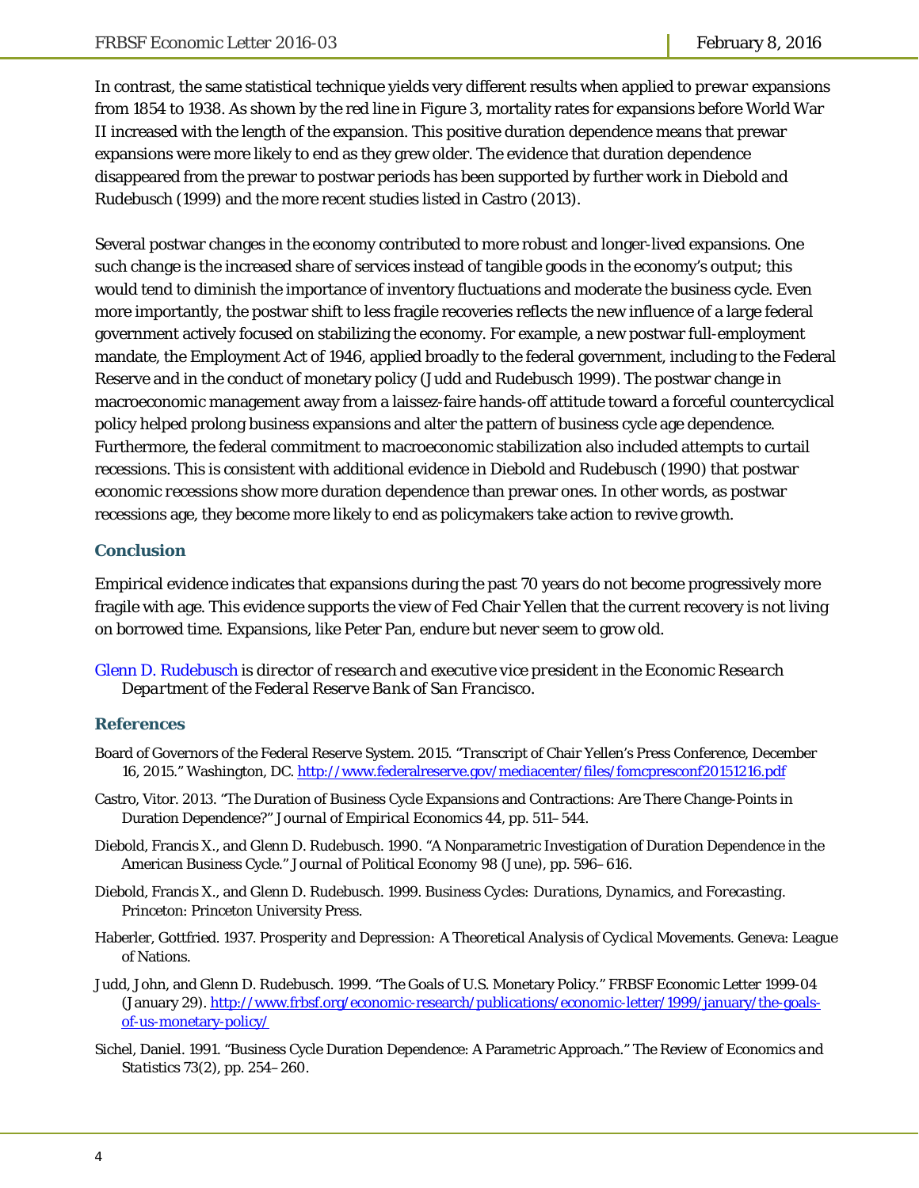In contrast, the same statistical technique yields very different results when applied to *prewar* expansions from 1854 to 1938. As shown by the red line in Figure 3, mortality rates for expansions before World War II increased with the length of the expansion. This positive duration dependence means that prewar expansions were more likely to end as they grew older. The evidence that duration dependence disappeared from the prewar to postwar periods has been supported by further work in Diebold and Rudebusch (1999) and the more recent studies listed in Castro (2013).

Several postwar changes in the economy contributed to more robust and longer-lived expansions. One such change is the increased share of services instead of tangible goods in the economy's output; this would tend to diminish the importance of inventory fluctuations and moderate the business cycle. Even more importantly, the postwar shift to less fragile recoveries reflects the new influence of a large federal government actively focused on stabilizing the economy. For example, a new postwar full-employment mandate, the Employment Act of 1946, applied broadly to the federal government, including to the Federal Reserve and in the conduct of monetary policy (Judd and Rudebusch 1999). The postwar change in macroeconomic management away from a laissez-faire hands-off attitude toward a forceful countercyclical policy helped prolong business expansions and alter the pattern of business cycle age dependence. Furthermore, the federal commitment to macroeconomic stabilization also included attempts to curtail recessions. This is consistent with additional evidence in Diebold and Rudebusch (1990) that postwar economic recessions show more duration dependence than prewar ones. In other words, as postwar recessions age, they become more likely to end as policymakers take action to revive growth.

## Conclusion

Empirical evidence indicates that expansions during the past 70 years do not become progressively more fragile with age. This evidence supports the view of Fed Chair Yellen that the current recovery is not living on borrowed time. Expansions, like Peter Pan, endure but never seem to grow old.

Glenn D. Rudebusch *is director of research and executive vice president in the Economic Research Department of the Federal Reserve Bank of San Francisco.*

## References

Board of Governors of the Federal Reserve System. 2015. "Transcript of Chair Yellen's Press Conference, December 16, 2015." Washington, DC. http://www.federalreserve.gov/mediacenter/files/fomcpresconf20151216.pdf

Castro, Vitor. 2013. "The Duration of Business Cycle Expansions and Contractions: Are There Change-Points in Duration Dependence?" *Journal of Empirical Economics* 44, pp. 511–544.

Diebold, Francis X., and Glenn D. Rudebusch. 1990. "A Nonparametric Investigation of Duration Dependence in the American Business Cycle." *Journal of Political Economy* 98 (June), pp. 596–616.

Diebold, Francis X., and Glenn D. Rudebusch. 1999. *Business Cycles: Durations, Dynamics, and Forecasting*. Princeton: Princeton University Press.

Haberler, Gottfried. 1937. *Prosperity and Depression: A Theoretical Analysis of Cyclical Movements*. Geneva: League of Nations.

Judd, John, and Glenn D. Rudebusch. 1999. "The Goals of U.S. Monetary Policy." FRBSF Economic Letter 1999-04 (January 29). http://www.frbsf.org/economic-research/publications/economic-letter/1999/january/the-goals-of-us-monetary-policy/

Sichel, Daniel. 1991. "Business Cycle Duration Dependence: A Parametric Approach." *The Review of Economics and Statistics* 73(2), pp. 254–260.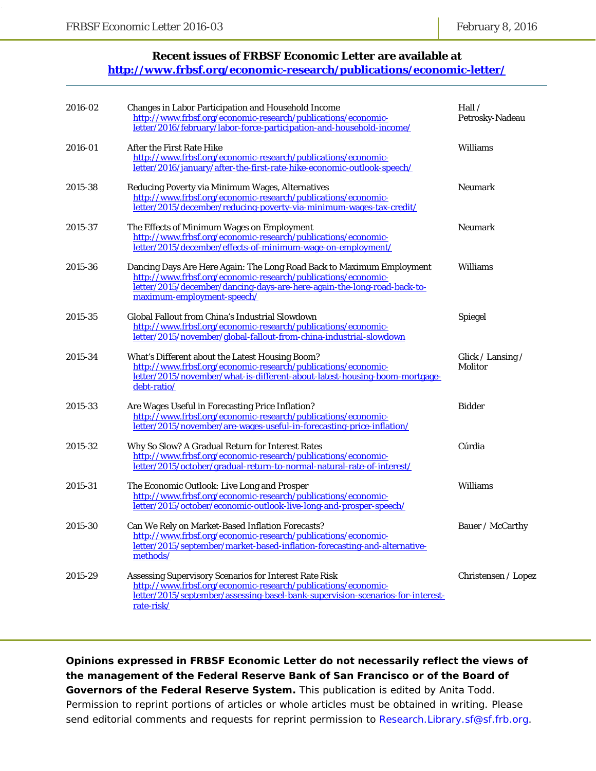**Recent issues of FRBSF Economic Letter are available at**
**http://www.frbsf.org/economic-research/publications/economic-letter/**

| | | |
|---|---|---|
| 2016-02 | Changes in Labor Participation and Household Income<br>http://www.frbsf.org/economic-research/publications/economic-letter/2016/february/labor-force-participation-and-household-income/ | Hall / Petrosky-Nadeau |
| 2016-01 | After the First Rate Hike<br>http://www.frbsf.org/economic-research/publications/economic-letter/2016/january/after-the-first-rate-hike-economic-outlook-speech/ | Williams |
| 2015-38 | Reducing Poverty via Minimum Wages, Alternatives<br>http://www.frbsf.org/economic-research/publications/economic-letter/2015/december/reducing-poverty-via-minimum-wages-tax-credit/ | Neumark |
| 2015-37 | The Effects of Minimum Wages on Employment<br>http://www.frbsf.org/economic-research/publications/economic-letter/2015/december/effects-of-minimum-wage-on-employment/ | Neumark |
| 2015-36 | Dancing Days Are Here Again: The Long Road Back to Maximum Employment<br>http://www.frbsf.org/economic-research/publications/economic-letter/2015/december/dancing-days-are-here-again-the-long-road-back-to-maximum-employment-speech/ | Williams |
| 2015-35 | Global Fallout from China's Industrial Slowdown<br>http://www.frbsf.org/economic-research/publications/economic-letter/2015/november/global-fallout-from-china-industrial-slowdown | Spiegel |
| 2015-34 | What's Different about the Latest Housing Boom?<br>http://www.frbsf.org/economic-research/publications/economic-letter/2015/november/what-is-different-about-latest-housing-boom-mortgage-debt-ratio/ | Glick / Lansing / Molitor |
| 2015-33 | Are Wages Useful in Forecasting Price Inflation?<br>http://www.frbsf.org/economic-research/publications/economic-letter/2015/november/are-wages-useful-in-forecasting-price-inflation/ | Bidder |
| 2015-32 | Why So Slow? A Gradual Return for Interest Rates<br>http://www.frbsf.org/economic-research/publications/economic-letter/2015/october/gradual-return-to-normal-natural-rate-of-interest/ | Cúrdia |
| 2015-31 | The Economic Outlook: Live Long and Prosper<br>http://www.frbsf.org/economic-research/publications/economic-letter/2015/october/economic-outlook-live-long-and-prosper-speech/ | Williams |
| 2015-30 | Can We Rely on Market-Based Inflation Forecasts?<br>http://www.frbsf.org/economic-research/publications/economic-letter/2015/september/market-based-inflation-forecasting-and-alternative-methods/ | Bauer / McCarthy |
| 2015-29 | Assessing Supervisory Scenarios for Interest Rate Risk<br>http://www.frbsf.org/economic-research/publications/economic-letter/2015/september/assessing-basel-bank-supervision-scenarios-for-interest-rate-risk/ | Christensen / Lopez |

**Opinions expressed in FRBSF Economic Letter do not necessarily reflect the views of the management of the Federal Reserve Bank of San Francisco or of the Board of Governors of the Federal Reserve System.** This publication is edited by Anita Todd. Permission to reprint portions of articles or whole articles must be obtained in writing. Please send editorial comments and requests for reprint permission to Research.Library.sf@sf.frb.org.